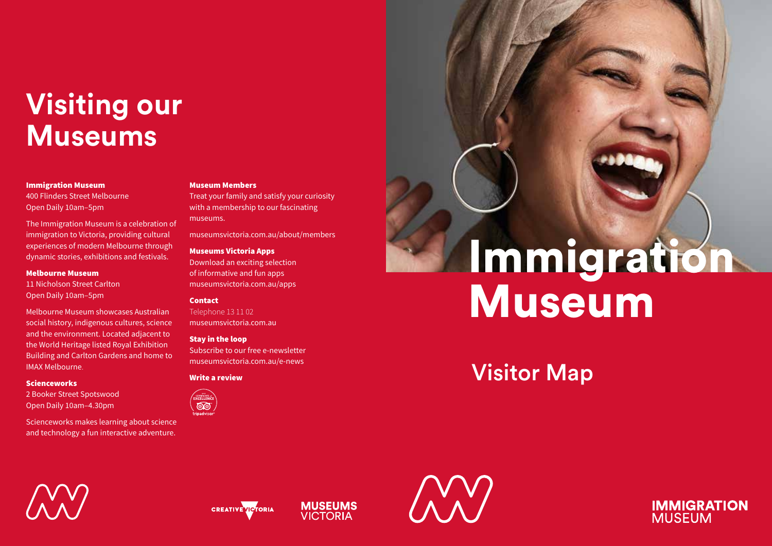# Visiting our Museums

**Immigration Museum**
400 Flinders Street Melbourne
Open Daily 10am–5pm

The Immigration Museum is a celebration of immigration to Victoria, providing cultural experiences of modern Melbourne through dynamic stories, exhibitions and festivals.

**Melbourne Museum**
11 Nicholson Street Carlton
Open Daily 10am–5pm

Melbourne Museum showcases Australian social history, indigenous cultures, science and the environment. Located adjacent to the World Heritage listed Royal Exhibition Building and Carlton Gardens and home to IMAX Melbourne.

**Scienceworks**
2 Booker Street Spotswood
Open Daily 10am–4.30pm

Scienceworks makes learning about science and technology a fun interactive adventure.

**Museum Members**
Treat your family and satisfy your curiosity with a membership to our fascinating museums.

museumsvictoria.com.au/about/members

**Museums Victoria Apps**
Download an exciting selection of informative and fun apps
museumsvictoria.com.au/apps

**Contact**
Telephone 13 11 02
museumsvictoria.com.au

**Stay in the loop**
Subscribe to our free e-newsletter
museumsvictoria.com.au/e-news

**Write a review**

CERTIFICATE of EXCELLENCE tripadvisor

CREATIVE VICTORIA

MUSEUMS VICTORIA

# Immigration Museum

## Visitor Map

IMMIGRATION MUSEUM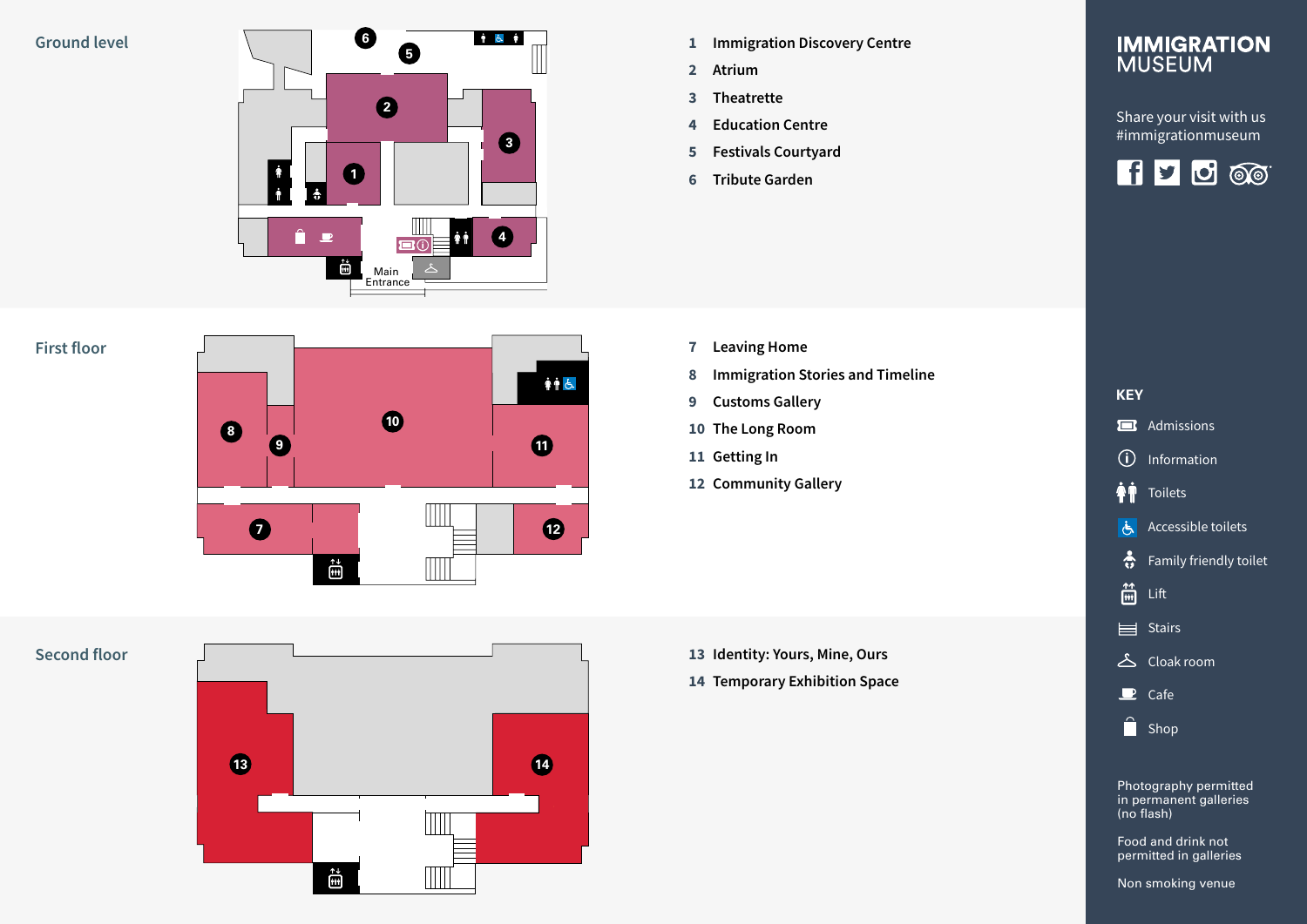# IMMIGRATION MUSEUM

Share your visit with us
#immigrationmuseum

## Ground level

Main Entrance

1. Immigration Discovery Centre
2. Atrium
3. Theatrette
4. Education Centre
5. Festivals Courtyard
6. Tribute Garden

## First floor

7. Leaving Home
8. Immigration Stories and Timeline
9. Customs Gallery
10. The Long Room
11. Getting In
12. Community Gallery

## Second floor

13. Identity: Yours, Mine, Ours
14. Temporary Exhibition Space

## KEY

- Admissions
- Information
- Toilets
- Accessible toilets
- Family friendly toilet
- Lift
- Stairs
- Cloak room
- Cafe
- Shop

Photography permitted in permanent galleries (no flash)

Food and drink not permitted in galleries

Non smoking venue